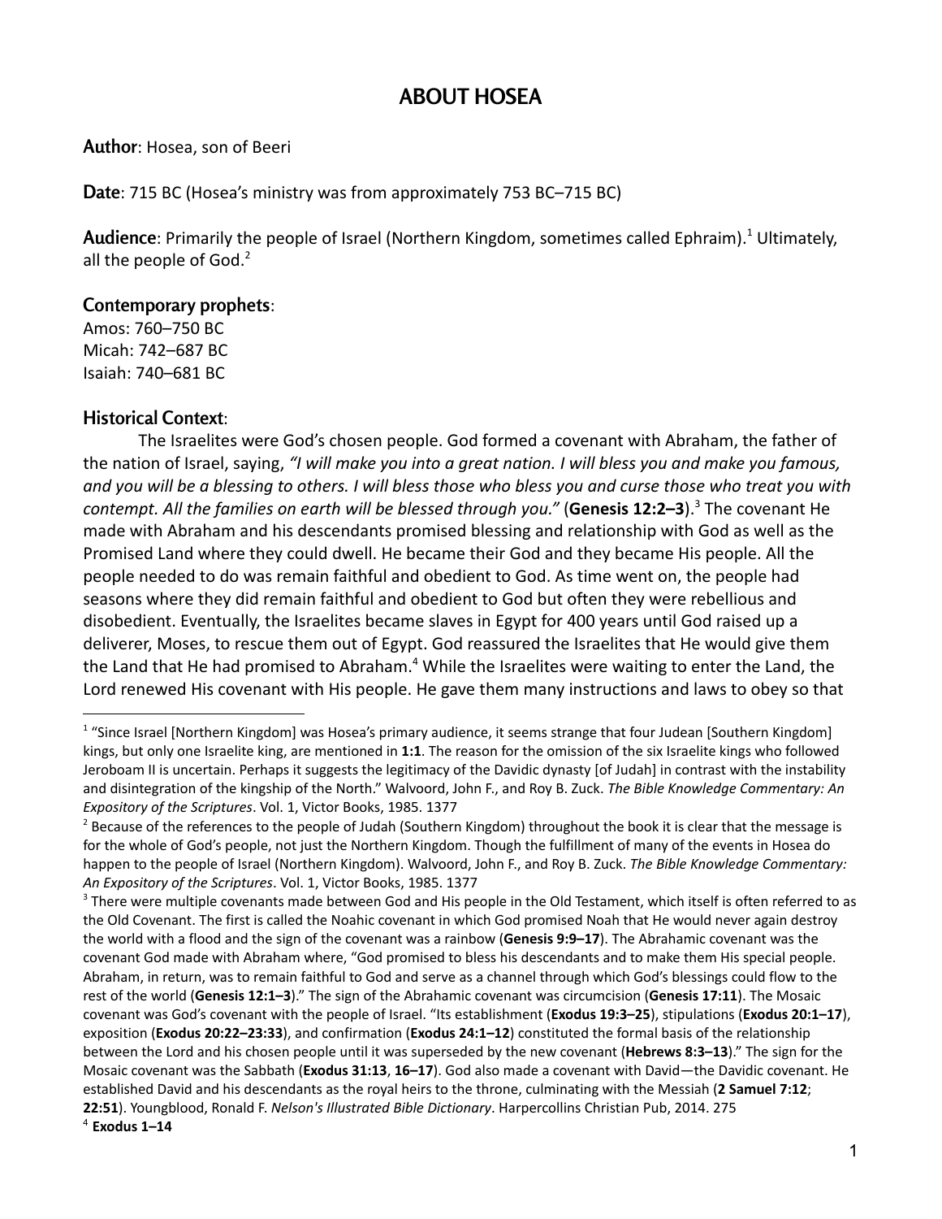# ABOUT HOSEA

**Author**: Hosea, son of Beeri

**Date**: 715 BC (Hosea's ministry was from approximately 753 BC–715 BC)

**Audience**: Primarily the people of Israel (Northern Kingdom, sometimes called Ephraim).[1] Ultimately, all the people of God.[2]

**Contemporary prophets**:
Amos: 760–750 BC
Micah: 742–687 BC
Isaiah: 740–681 BC

**Historical Context**:

The Israelites were God's chosen people. God formed a covenant with Abraham, the father of the nation of Israel, saying, *"I will make you into a great nation. I will bless you and make you famous, and you will be a blessing to others. I will bless those who bless you and curse those who treat you with contempt. All the families on earth will be blessed through you."* (**Genesis 12:2–3**).[3] The covenant He made with Abraham and his descendants promised blessing and relationship with God as well as the Promised Land where they could dwell. He became their God and they became His people. All the people needed to do was remain faithful and obedient to God. As time went on, the people had seasons where they did remain faithful and obedient to God but often they were rebellious and disobedient. Eventually, the Israelites became slaves in Egypt for 400 years until God raised up a deliverer, Moses, to rescue them out of Egypt. God reassured the Israelites that He would give them the Land that He had promised to Abraham.[4] While the Israelites were waiting to enter the Land, the Lord renewed His covenant with His people. He gave them many instructions and laws to obey so that

---

[1] "Since Israel [Northern Kingdom] was Hosea's primary audience, it seems strange that four Judean [Southern Kingdom] kings, but only one Israelite king, are mentioned in **1:1**. The reason for the omission of the six Israelite kings who followed Jeroboam II is uncertain. Perhaps it suggests the legitimacy of the Davidic dynasty [of Judah] in contrast with the instability and disintegration of the kingship of the North." Walvoord, John F., and Roy B. Zuck. *The Bible Knowledge Commentary: An Expository of the Scriptures*. Vol. 1, Victor Books, 1985. 1377

[2] Because of the references to the people of Judah (Southern Kingdom) throughout the book it is clear that the message is for the whole of God's people, not just the Northern Kingdom. Though the fulfillment of many of the events in Hosea do happen to the people of Israel (Northern Kingdom). Walvoord, John F., and Roy B. Zuck. *The Bible Knowledge Commentary: An Expository of the Scriptures*. Vol. 1, Victor Books, 1985. 1377

[3] There were multiple covenants made between God and His people in the Old Testament, which itself is often referred to as the Old Covenant. The first is called the Noahic covenant in which God promised Noah that He would never again destroy the world with a flood and the sign of the covenant was a rainbow (**Genesis 9:9–17**). The Abrahamic covenant was the covenant God made with Abraham where, "God promised to bless his descendants and to make them His special people. Abraham, in return, was to remain faithful to God and serve as a channel through which God's blessings could flow to the rest of the world (**Genesis 12:1–3**)." The sign of the Abrahamic covenant was circumcision (**Genesis 17:11**). The Mosaic covenant was God's covenant with the people of Israel. "Its establishment (**Exodus 19:3–25**), stipulations (**Exodus 20:1–17**), exposition (**Exodus 20:22–23:33**), and confirmation (**Exodus 24:1–12**) constituted the formal basis of the relationship between the Lord and his chosen people until it was superseded by the new covenant (**Hebrews 8:3–13**)." The sign for the Mosaic covenant was the Sabbath (**Exodus 31:13**, **16–17**). God also made a covenant with David—the Davidic covenant. He established David and his descendants as the royal heirs to the throne, culminating with the Messiah (**2 Samuel 7:12**; **22:51**). Youngblood, Ronald F. *Nelson's Illustrated Bible Dictionary*. Harpercollins Christian Pub, 2014. 275

[4] **Exodus 1–14**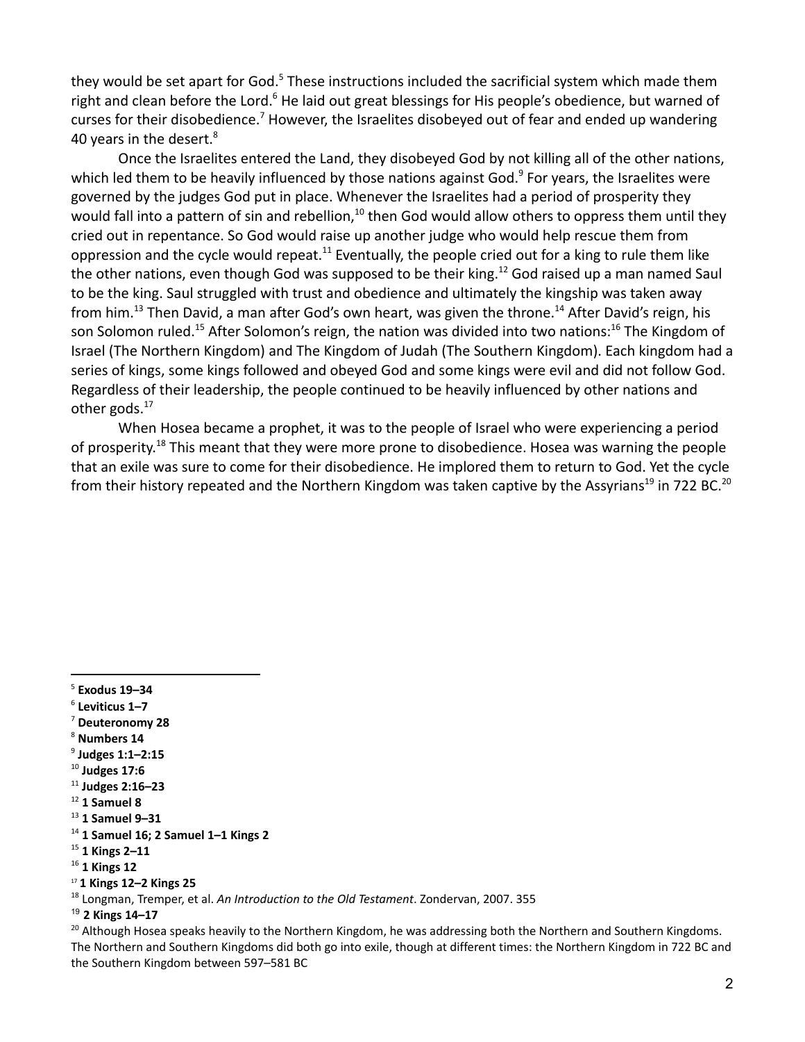they would be set apart for God.[5] These instructions included the sacrificial system which made them right and clean before the Lord.[6] He laid out great blessings for His people's obedience, but warned of curses for their disobedience.[7] However, the Israelites disobeyed out of fear and ended up wandering 40 years in the desert.[8]

Once the Israelites entered the Land, they disobeyed God by not killing all of the other nations, which led them to be heavily influenced by those nations against God.[9] For years, the Israelites were governed by the judges God put in place. Whenever the Israelites had a period of prosperity they would fall into a pattern of sin and rebellion,[10] then God would allow others to oppress them until they cried out in repentance. So God would raise up another judge who would help rescue them from oppression and the cycle would repeat.[11] Eventually, the people cried out for a king to rule them like the other nations, even though God was supposed to be their king.[12] God raised up a man named Saul to be the king. Saul struggled with trust and obedience and ultimately the kingship was taken away from him.[13] Then David, a man after God's own heart, was given the throne.[14] After David's reign, his son Solomon ruled.[15] After Solomon's reign, the nation was divided into two nations:[16] The Kingdom of Israel (The Northern Kingdom) and The Kingdom of Judah (The Southern Kingdom). Each kingdom had a series of kings, some kings followed and obeyed God and some kings were evil and did not follow God. Regardless of their leadership, the people continued to be heavily influenced by other nations and other gods.[17]

When Hosea became a prophet, it was to the people of Israel who were experiencing a period of prosperity.[18] This meant that they were more prone to disobedience. Hosea was warning the people that an exile was sure to come for their disobedience. He implored them to return to God. Yet the cycle from their history repeated and the Northern Kingdom was taken captive by the Assyrians[19] in 722 BC.[20]

---

[5] **Exodus 19–34**

[6] **Leviticus 1–7**

[7] **Deuteronomy 28**

[8] **Numbers 14**

[9] **Judges 1:1–2:15**

[10] **Judges 17:6**

[11] **Judges 2:16–23**

[12] **1 Samuel 8**

[13] **1 Samuel 9–31**

[14] **1 Samuel 16; 2 Samuel 1–1 Kings 2**

[15] **1 Kings 2–11**

[16] **1 Kings 12**

[17] **1 Kings 12–2 Kings 25**

[18] Longman, Tremper, et al. *An Introduction to the Old Testament*. Zondervan, 2007. 355

[19] **2 Kings 14–17**

[20] Although Hosea speaks heavily to the Northern Kingdom, he was addressing both the Northern and Southern Kingdoms. The Northern and Southern Kingdoms did both go into exile, though at different times: the Northern Kingdom in 722 BC and the Southern Kingdom between 597–581 BC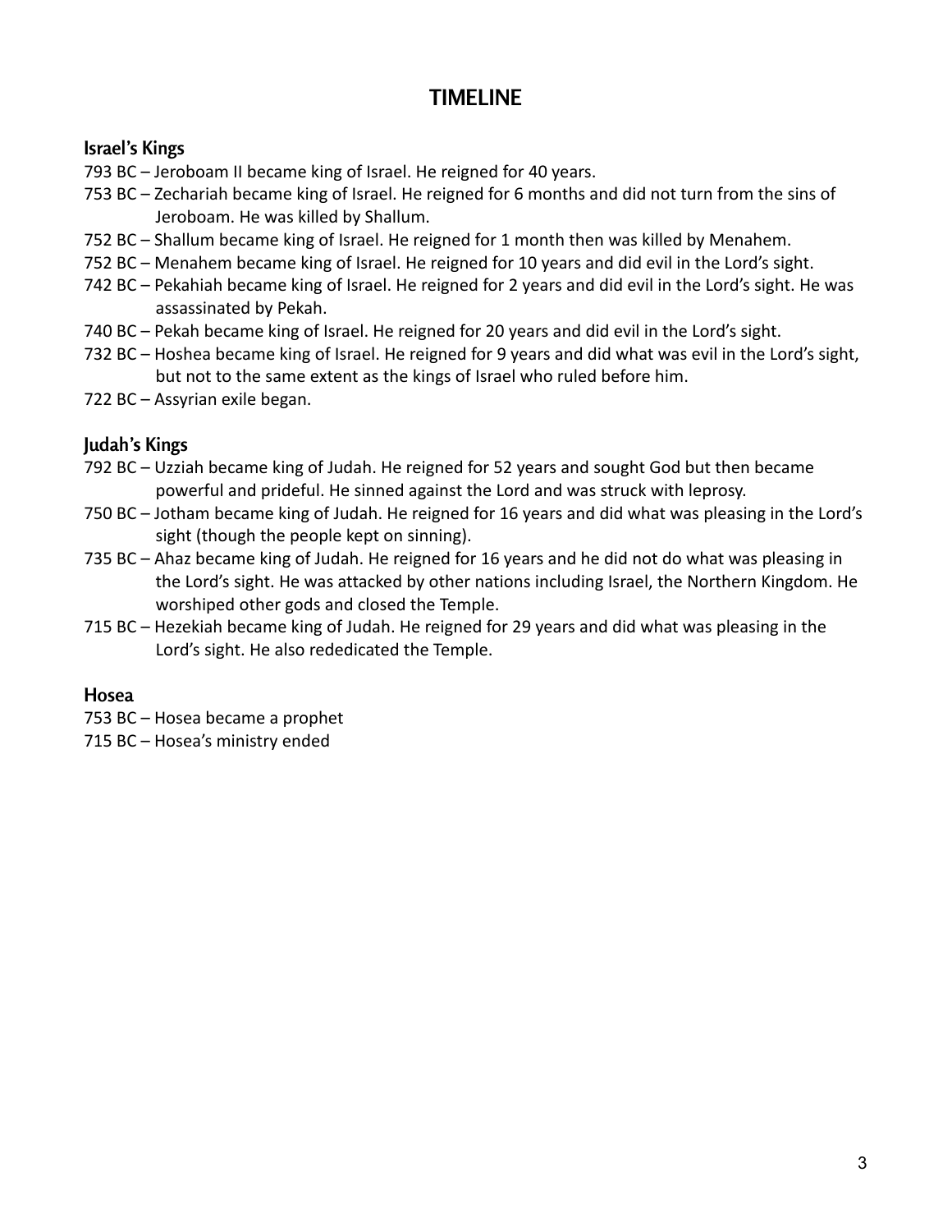# TIMELINE

## Israel's Kings

793 BC – Jeroboam II became king of Israel. He reigned for 40 years.

753 BC – Zechariah became king of Israel. He reigned for 6 months and did not turn from the sins of Jeroboam. He was killed by Shallum.

752 BC – Shallum became king of Israel. He reigned for 1 month then was killed by Menahem.

752 BC – Menahem became king of Israel. He reigned for 10 years and did evil in the Lord's sight.

742 BC – Pekahiah became king of Israel. He reigned for 2 years and did evil in the Lord's sight. He was assassinated by Pekah.

740 BC – Pekah became king of Israel. He reigned for 20 years and did evil in the Lord's sight.

732 BC – Hoshea became king of Israel. He reigned for 9 years and did what was evil in the Lord's sight, but not to the same extent as the kings of Israel who ruled before him.

722 BC – Assyrian exile began.

## Judah's Kings

792 BC – Uzziah became king of Judah. He reigned for 52 years and sought God but then became powerful and prideful. He sinned against the Lord and was struck with leprosy.

750 BC – Jotham became king of Judah. He reigned for 16 years and did what was pleasing in the Lord's sight (though the people kept on sinning).

735 BC – Ahaz became king of Judah. He reigned for 16 years and he did not do what was pleasing in the Lord's sight. He was attacked by other nations including Israel, the Northern Kingdom. He worshiped other gods and closed the Temple.

715 BC – Hezekiah became king of Judah. He reigned for 29 years and did what was pleasing in the Lord's sight. He also rededicated the Temple.

## Hosea

753 BC – Hosea became a prophet

715 BC – Hosea's ministry ended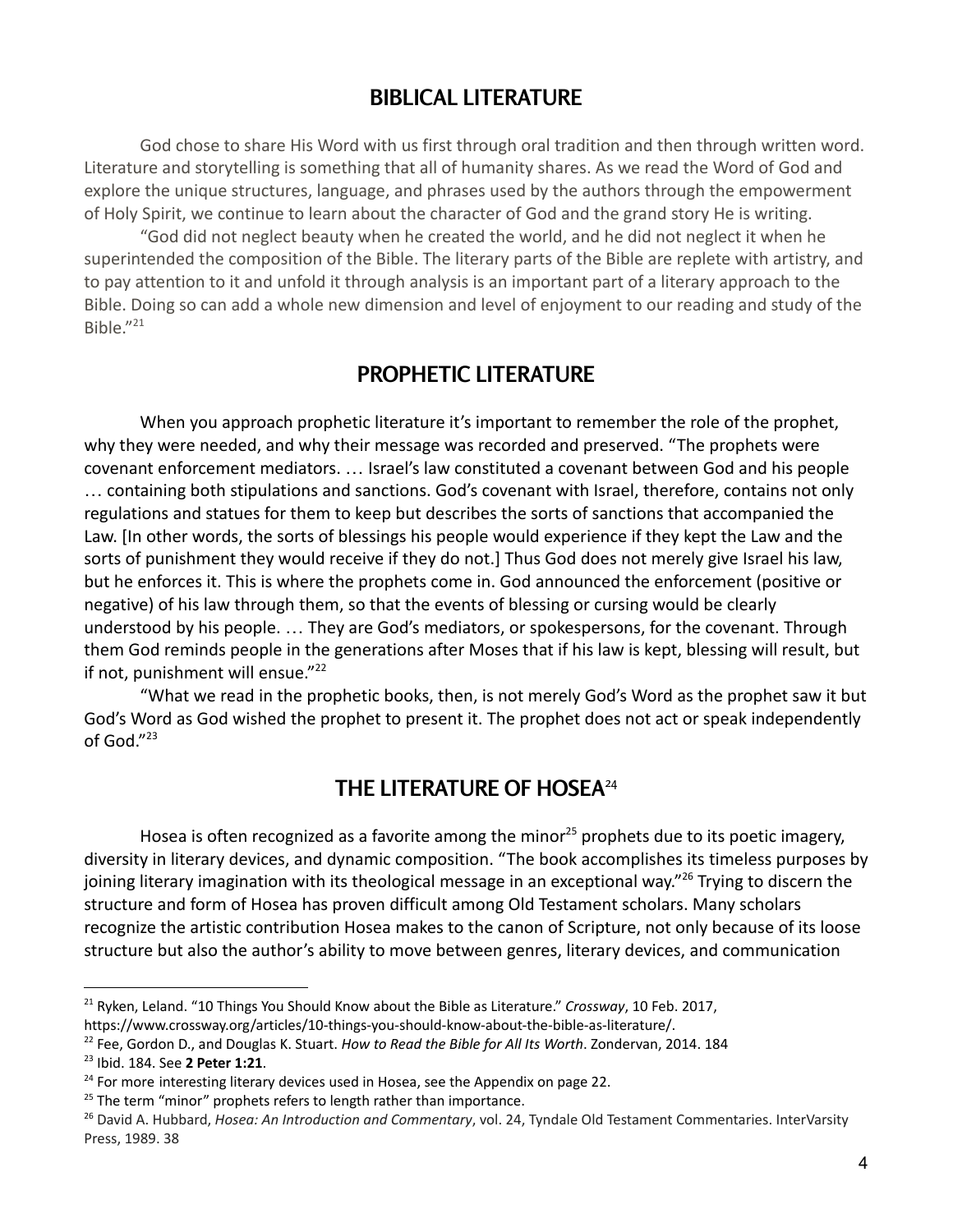## BIBLICAL LITERATURE

God chose to share His Word with us first through oral tradition and then through written word. Literature and storytelling is something that all of humanity shares. As we read the Word of God and explore the unique structures, language, and phrases used by the authors through the empowerment of Holy Spirit, we continue to learn about the character of God and the grand story He is writing.

"God did not neglect beauty when he created the world, and he did not neglect it when he superintended the composition of the Bible. The literary parts of the Bible are replete with artistry, and to pay attention to it and unfold it through analysis is an important part of a literary approach to the Bible. Doing so can add a whole new dimension and level of enjoyment to our reading and study of the Bible."[21]

## PROPHETIC LITERATURE

When you approach prophetic literature it's important to remember the role of the prophet, why they were needed, and why their message was recorded and preserved. "The prophets were covenant enforcement mediators. … Israel's law constituted a covenant between God and his people … containing both stipulations and sanctions. God's covenant with Israel, therefore, contains not only regulations and statues for them to keep but describes the sorts of sanctions that accompanied the Law. [In other words, the sorts of blessings his people would experience if they kept the Law and the sorts of punishment they would receive if they do not.] Thus God does not merely give Israel his law, but he enforces it. This is where the prophets come in. God announced the enforcement (positive or negative) of his law through them, so that the events of blessing or cursing would be clearly understood by his people. … They are God's mediators, or spokespersons, for the covenant. Through them God reminds people in the generations after Moses that if his law is kept, blessing will result, but if not, punishment will ensue."[22]

"What we read in the prophetic books, then, is not merely God's Word as the prophet saw it but God's Word as God wished the prophet to present it. The prophet does not act or speak independently of God."[23]

## THE LITERATURE OF HOSEA[24]

Hosea is often recognized as a favorite among the minor[25] prophets due to its poetic imagery, diversity in literary devices, and dynamic composition. "The book accomplishes its timeless purposes by joining literary imagination with its theological message in an exceptional way."[26] Trying to discern the structure and form of Hosea has proven difficult among Old Testament scholars. Many scholars recognize the artistic contribution Hosea makes to the canon of Scripture, not only because of its loose structure but also the author's ability to move between genres, literary devices, and communication

---

[21] Ryken, Leland. "10 Things You Should Know about the Bible as Literature." *Crossway*, 10 Feb. 2017, https://www.crossway.org/articles/10-things-you-should-know-about-the-bible-as-literature/.

[22] Fee, Gordon D., and Douglas K. Stuart. *How to Read the Bible for All Its Worth*. Zondervan, 2014. 184

[23] Ibid. 184. See **2 Peter 1:21**.

[24] For more interesting literary devices used in Hosea, see the Appendix on page 22.

[25] The term "minor" prophets refers to length rather than importance.

[26] David A. Hubbard, *Hosea: An Introduction and Commentary*, vol. 24, Tyndale Old Testament Commentaries. InterVarsity Press, 1989. 38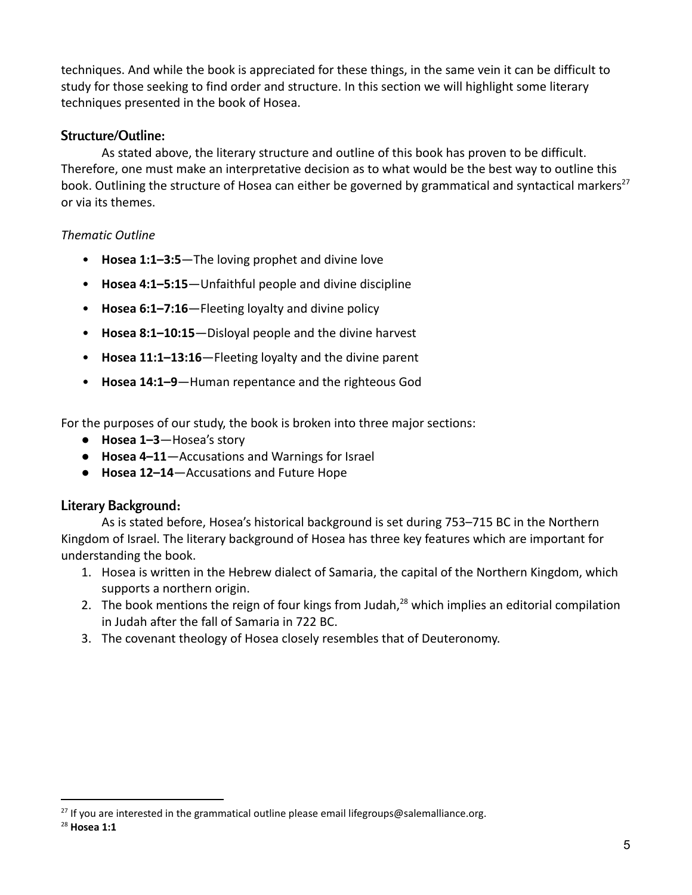techniques. And while the book is appreciated for these things, in the same vein it can be difficult to study for those seeking to find order and structure. In this section we will highlight some literary techniques presented in the book of Hosea.

## Structure/Outline:

As stated above, the literary structure and outline of this book has proven to be difficult. Therefore, one must make an interpretative decision as to what would be the best way to outline this book. Outlining the structure of Hosea can either be governed by grammatical and syntactical markers[27] or via its themes.

*Thematic Outline*

- **Hosea 1:1–3:5**—The loving prophet and divine love
- **Hosea 4:1–5:15**—Unfaithful people and divine discipline
- **Hosea 6:1–7:16**—Fleeting loyalty and divine policy
- **Hosea 8:1–10:15**—Disloyal people and the divine harvest
- **Hosea 11:1–13:16**—Fleeting loyalty and the divine parent
- **Hosea 14:1–9**—Human repentance and the righteous God

For the purposes of our study, the book is broken into three major sections:

- **Hosea 1–3**—Hosea's story
- **Hosea 4–11**—Accusations and Warnings for Israel
- **Hosea 12–14**—Accusations and Future Hope

## Literary Background:

As is stated before, Hosea's historical background is set during 753–715 BC in the Northern Kingdom of Israel. The literary background of Hosea has three key features which are important for understanding the book.

1. Hosea is written in the Hebrew dialect of Samaria, the capital of the Northern Kingdom, which supports a northern origin.
2. The book mentions the reign of four kings from Judah,[28] which implies an editorial compilation in Judah after the fall of Samaria in 722 BC.
3. The covenant theology of Hosea closely resembles that of Deuteronomy.

---

[27] If you are interested in the grammatical outline please email lifegroups@salemalliance.org.

[28] **Hosea 1:1**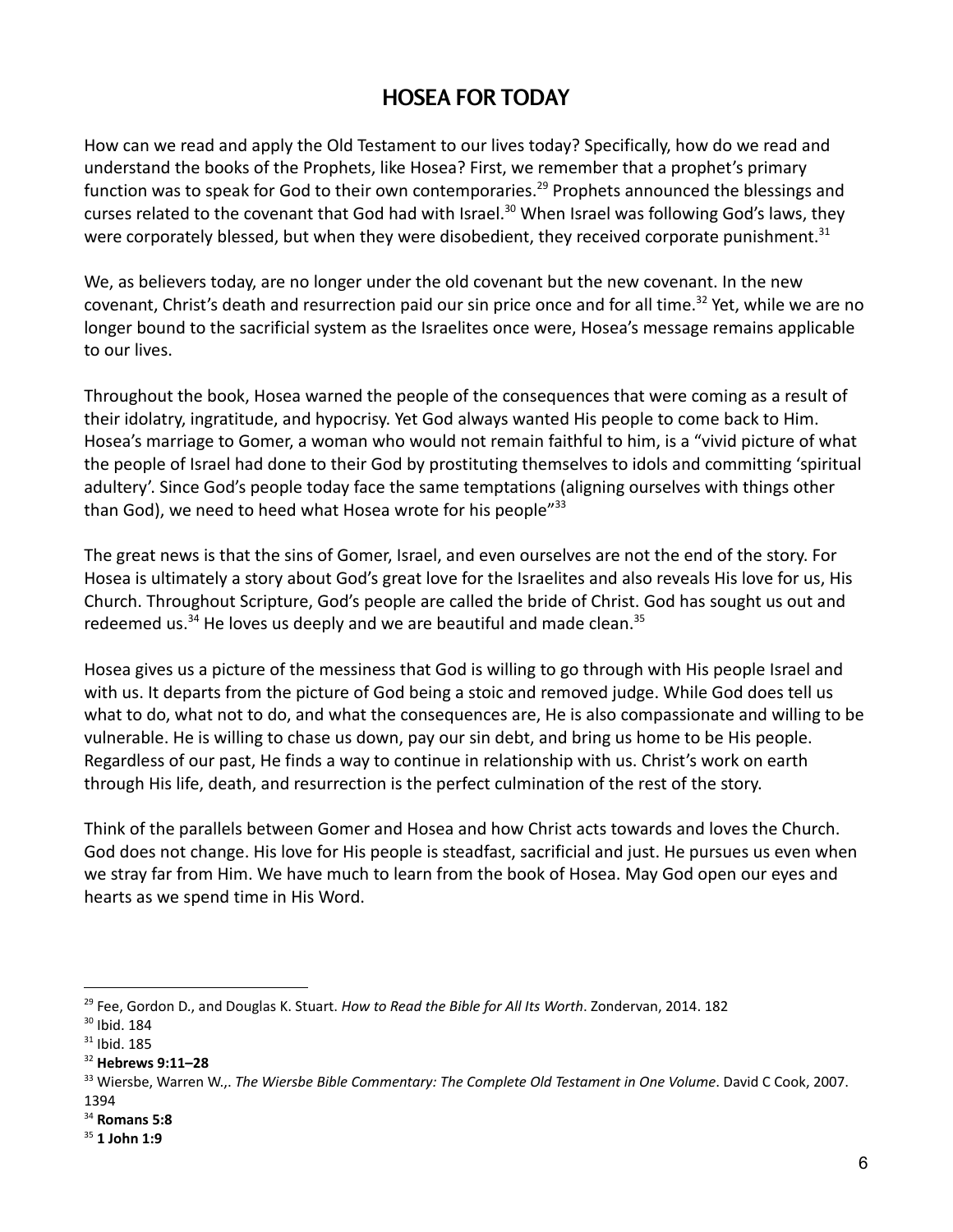# HOSEA FOR TODAY

How can we read and apply the Old Testament to our lives today? Specifically, how do we read and understand the books of the Prophets, like Hosea? First, we remember that a prophet's primary function was to speak for God to their own contemporaries.[29] Prophets announced the blessings and curses related to the covenant that God had with Israel.[30] When Israel was following God's laws, they were corporately blessed, but when they were disobedient, they received corporate punishment.[31]

We, as believers today, are no longer under the old covenant but the new covenant. In the new covenant, Christ's death and resurrection paid our sin price once and for all time.[32] Yet, while we are no longer bound to the sacrificial system as the Israelites once were, Hosea's message remains applicable to our lives.

Throughout the book, Hosea warned the people of the consequences that were coming as a result of their idolatry, ingratitude, and hypocrisy. Yet God always wanted His people to come back to Him. Hosea's marriage to Gomer, a woman who would not remain faithful to him, is a "vivid picture of what the people of Israel had done to their God by prostituting themselves to idols and committing 'spiritual adultery'. Since God's people today face the same temptations (aligning ourselves with things other than God), we need to heed what Hosea wrote for his people"[33]

The great news is that the sins of Gomer, Israel, and even ourselves are not the end of the story. For Hosea is ultimately a story about God's great love for the Israelites and also reveals His love for us, His Church. Throughout Scripture, God's people are called the bride of Christ. God has sought us out and redeemed us.[34] He loves us deeply and we are beautiful and made clean.[35]

Hosea gives us a picture of the messiness that God is willing to go through with His people Israel and with us. It departs from the picture of God being a stoic and removed judge. While God does tell us what to do, what not to do, and what the consequences are, He is also compassionate and willing to be vulnerable. He is willing to chase us down, pay our sin debt, and bring us home to be His people. Regardless of our past, He finds a way to continue in relationship with us. Christ's work on earth through His life, death, and resurrection is the perfect culmination of the rest of the story.

Think of the parallels between Gomer and Hosea and how Christ acts towards and loves the Church. God does not change. His love for His people is steadfast, sacrificial and just. He pursues us even when we stray far from Him. We have much to learn from the book of Hosea. May God open our eyes and hearts as we spend time in His Word.

---

[29] Fee, Gordon D., and Douglas K. Stuart. *How to Read the Bible for All Its Worth*. Zondervan, 2014. 182

[30] Ibid. 184

[31] Ibid. 185

[32] **Hebrews 9:11–28**

[33] Wiersbe, Warren W.,. *The Wiersbe Bible Commentary: The Complete Old Testament in One Volume*. David C Cook, 2007. 1394

[34] **Romans 5:8**

[35] **1 John 1:9**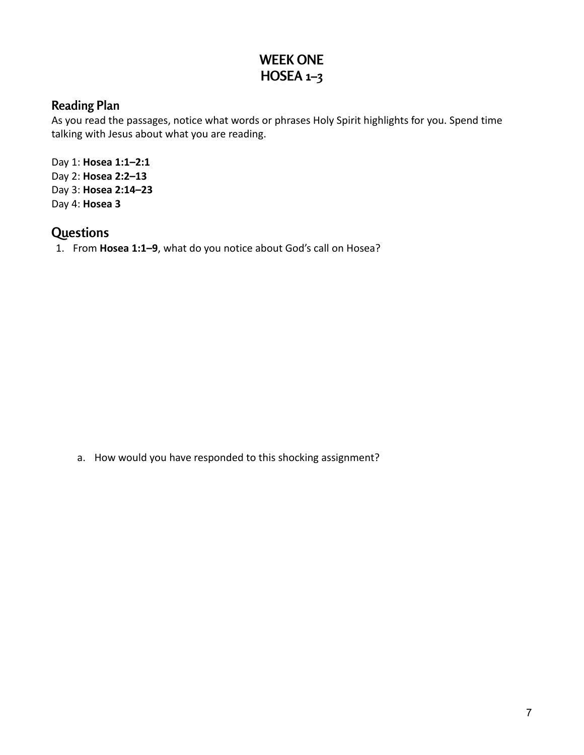# WEEK ONE
# HOSEA 1–3

## Reading Plan

As you read the passages, notice what words or phrases Holy Spirit highlights for you. Spend time talking with Jesus about what you are reading.

Day 1: **Hosea 1:1–2:1**
Day 2: **Hosea 2:2–13**
Day 3: **Hosea 2:14–23**
Day 4: **Hosea 3**

## Questions

1. From **Hosea 1:1–9**, what do you notice about God's call on Hosea?

   a. How would you have responded to this shocking assignment?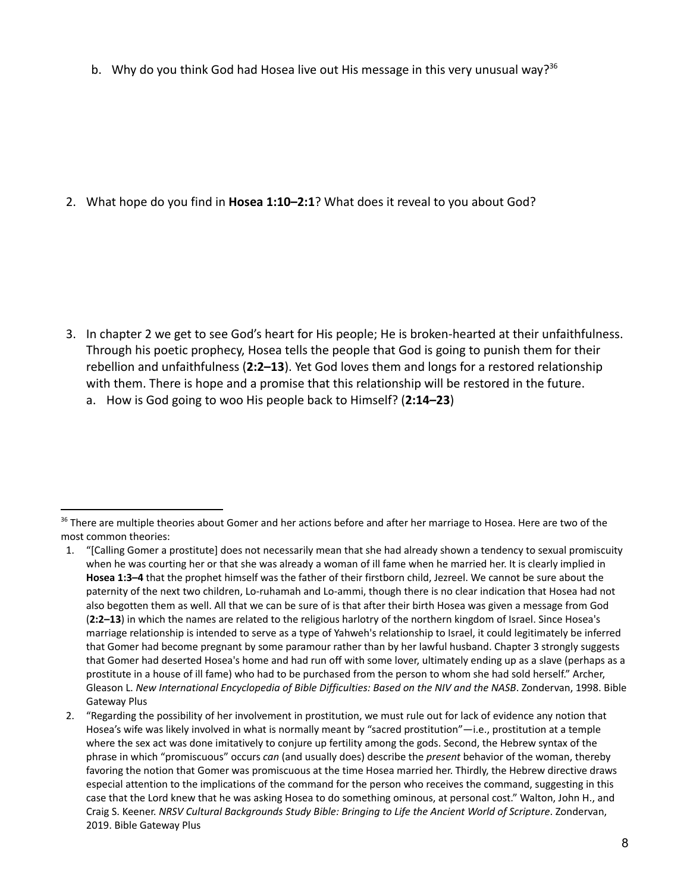b. Why do you think God had Hosea live out His message in this very unusual way?[36]

2. What hope do you find in **Hosea 1:10–2:1**? What does it reveal to you about God?

3. In chapter 2 we get to see God's heart for His people; He is broken-hearted at their unfaithfulness. Through his poetic prophecy, Hosea tells the people that God is going to punish them for their rebellion and unfaithfulness (**2:2–13**). Yet God loves them and longs for a restored relationship with them. There is hope and a promise that this relationship will be restored in the future.
   a. How is God going to woo His people back to Himself? (**2:14–23**)

---

[36] There are multiple theories about Gomer and her actions before and after her marriage to Hosea. Here are two of the most common theories:

1. "[Calling Gomer a prostitute] does not necessarily mean that she had already shown a tendency to sexual promiscuity when he was courting her or that she was already a woman of ill fame when he married her. It is clearly implied in **Hosea 1:3–4** that the prophet himself was the father of their firstborn child, Jezreel. We cannot be sure about the paternity of the next two children, Lo-ruhamah and Lo-ammi, though there is no clear indication that Hosea had not also begotten them as well. All that we can be sure of is that after their birth Hosea was given a message from God (**2:2–13**) in which the names are related to the religious harlotry of the northern kingdom of Israel. Since Hosea's marriage relationship is intended to serve as a type of Yahweh's relationship to Israel, it could legitimately be inferred that Gomer had become pregnant by some paramour rather than by her lawful husband. Chapter 3 strongly suggests that Gomer had deserted Hosea's home and had run off with some lover, ultimately ending up as a slave (perhaps as a prostitute in a house of ill fame) who had to be purchased from the person to whom she had sold herself." Archer, Gleason L. *New International Encyclopedia of Bible Difficulties: Based on the NIV and the NASB*. Zondervan, 1998. Bible Gateway Plus
2. "Regarding the possibility of her involvement in prostitution, we must rule out for lack of evidence any notion that Hosea's wife was likely involved in what is normally meant by "sacred prostitution"—i.e., prostitution at a temple where the sex act was done imitatively to conjure up fertility among the gods. Second, the Hebrew syntax of the phrase in which "promiscuous" occurs *can* (and usually does) describe the *present* behavior of the woman, thereby favoring the notion that Gomer was promiscuous at the time Hosea married her. Thirdly, the Hebrew directive draws especial attention to the implications of the command for the person who receives the command, suggesting in this case that the Lord knew that he was asking Hosea to do something ominous, at personal cost." Walton, John H., and Craig S. Keener. *NRSV Cultural Backgrounds Study Bible: Bringing to Life the Ancient World of Scripture*. Zondervan, 2019. Bible Gateway Plus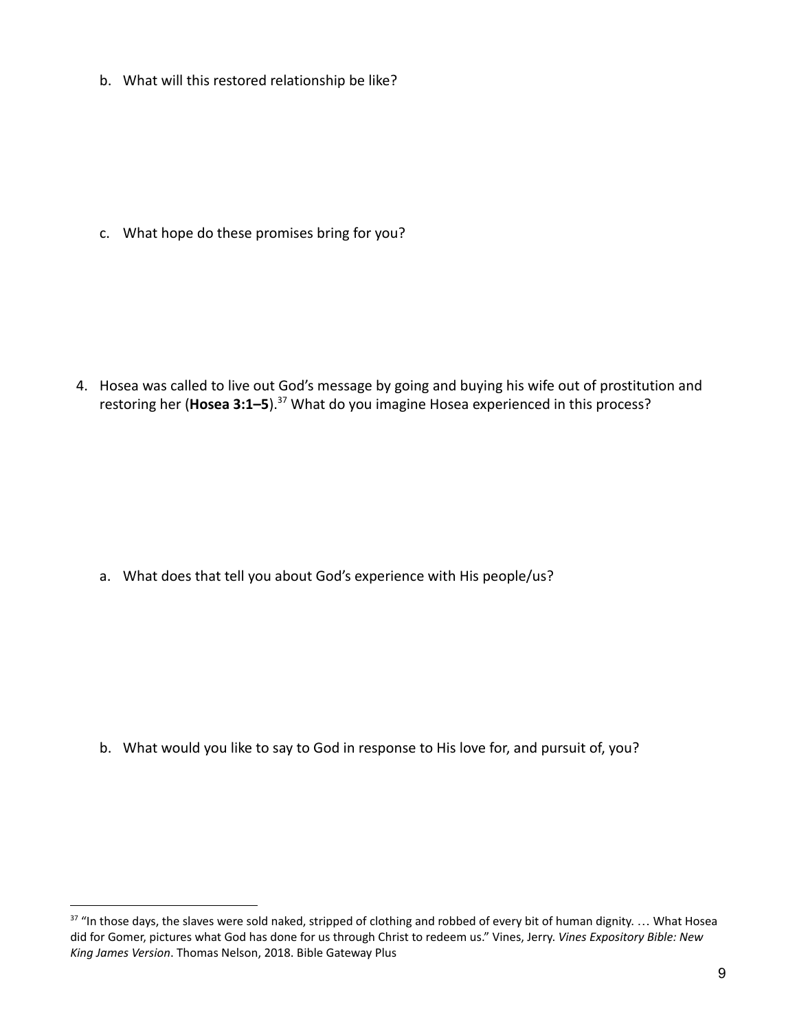b. What will this restored relationship be like?

c. What hope do these promises bring for you?

4. Hosea was called to live out God's message by going and buying his wife out of prostitution and restoring her (**Hosea 3:1–5**).[37] What do you imagine Hosea experienced in this process?

   a. What does that tell you about God's experience with His people/us?

   b. What would you like to say to God in response to His love for, and pursuit of, you?

---

[37] "In those days, the slaves were sold naked, stripped of clothing and robbed of every bit of human dignity. … What Hosea did for Gomer, pictures what God has done for us through Christ to redeem us." Vines, Jerry. *Vines Expository Bible: New King James Version*. Thomas Nelson, 2018. Bible Gateway Plus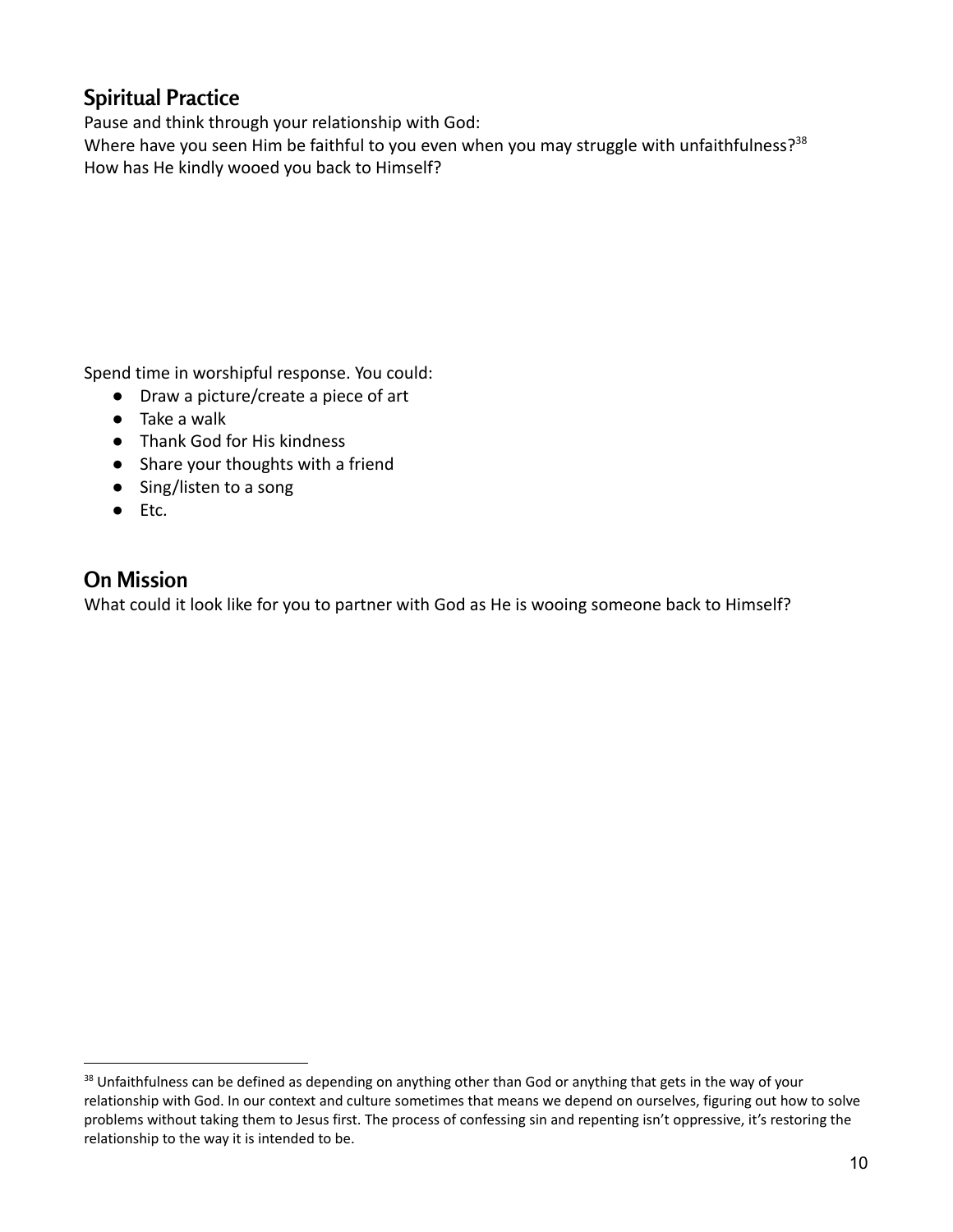## Spiritual Practice

Pause and think through your relationship with God:
Where have you seen Him be faithful to you even when you may struggle with unfaithfulness?[38]
How has He kindly wooed you back to Himself?

Spend time in worshipful response. You could:

- Draw a picture/create a piece of art
- Take a walk
- Thank God for His kindness
- Share your thoughts with a friend
- Sing/listen to a song
- Etc.

## On Mission

What could it look like for you to partner with God as He is wooing someone back to Himself?

[38] Unfaithfulness can be defined as depending on anything other than God or anything that gets in the way of your relationship with God. In our context and culture sometimes that means we depend on ourselves, figuring out how to solve problems without taking them to Jesus first. The process of confessing sin and repenting isn't oppressive, it's restoring the relationship to the way it is intended to be.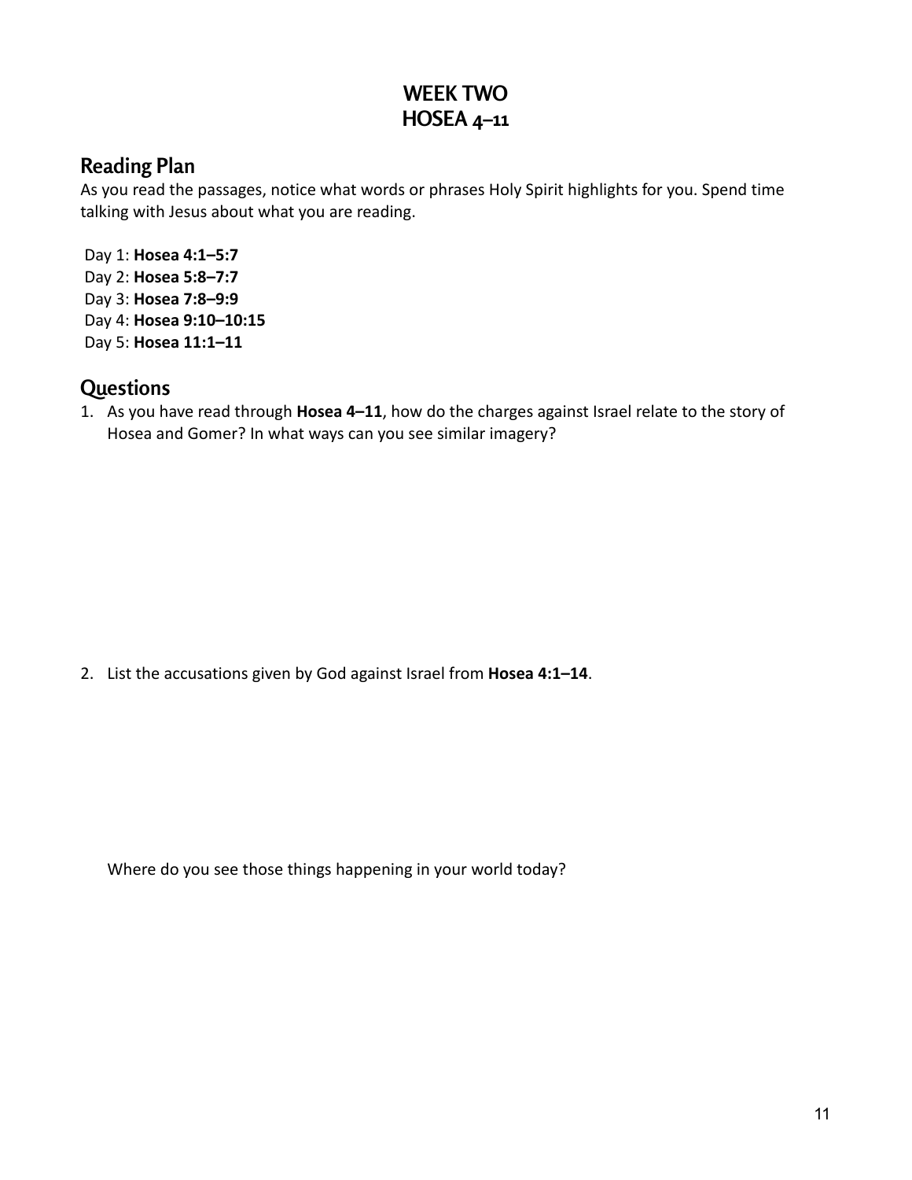# WEEK TWO
# HOSEA 4–11

## Reading Plan

As you read the passages, notice what words or phrases Holy Spirit highlights for you. Spend time talking with Jesus about what you are reading.

Day 1: **Hosea 4:1–5:7**
Day 2: **Hosea 5:8–7:7**
Day 3: **Hosea 7:8–9:9**
Day 4: **Hosea 9:10–10:15**
Day 5: **Hosea 11:1–11**

## Questions

1. As you have read through **Hosea 4–11**, how do the charges against Israel relate to the story of Hosea and Gomer? In what ways can you see similar imagery?

2. List the accusations given by God against Israel from **Hosea 4:1–14**.

   Where do you see those things happening in your world today?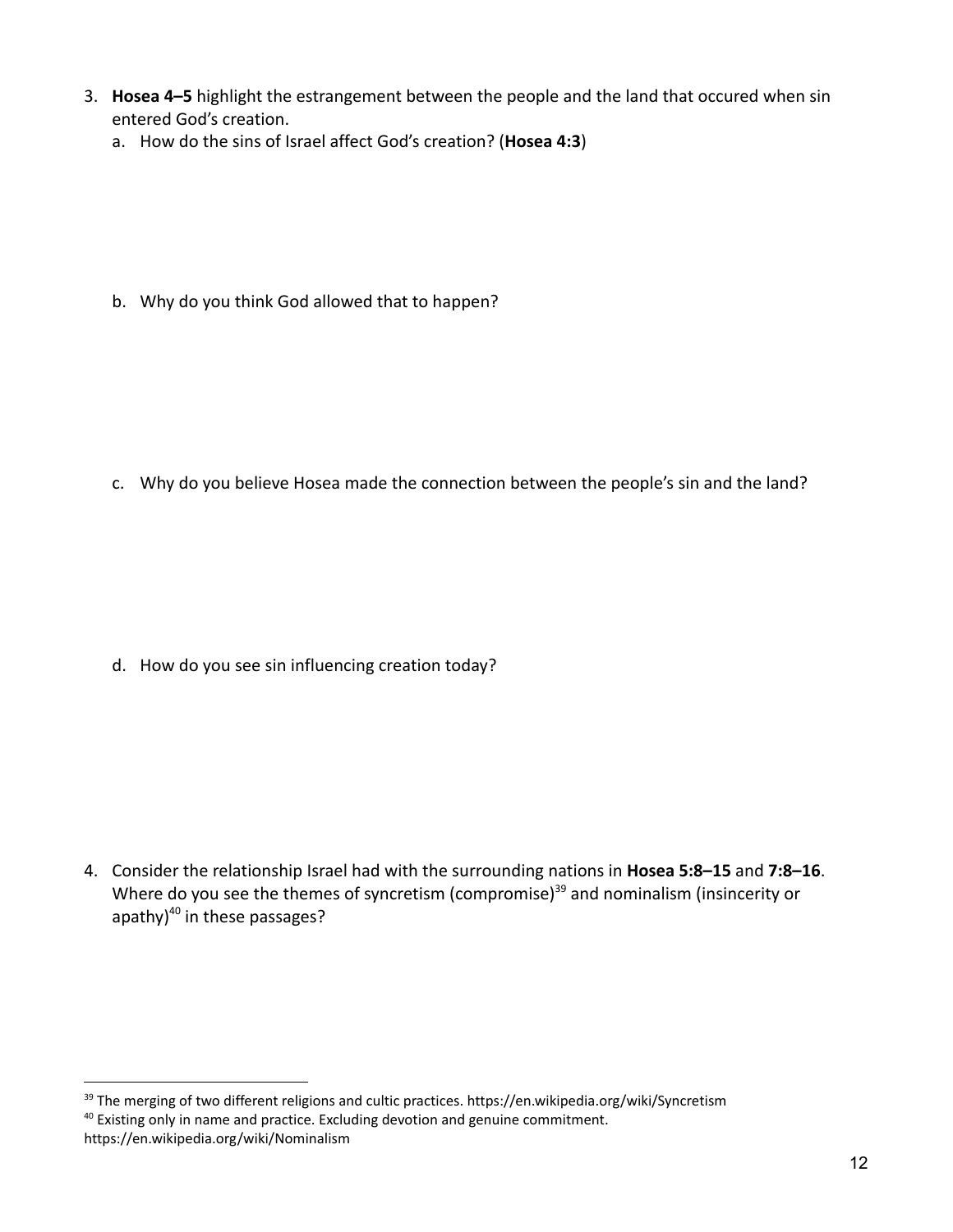3. **Hosea 4–5** highlight the estrangement between the people and the land that occured when sin entered God's creation.
   a. How do the sins of Israel affect God's creation? (**Hosea 4:3**)

   b. Why do you think God allowed that to happen?

   c. Why do you believe Hosea made the connection between the people's sin and the land?

   d. How do you see sin influencing creation today?

4. Consider the relationship Israel had with the surrounding nations in **Hosea 5:8–15** and **7:8–16**. Where do you see the themes of syncretism (compromise)[39] and nominalism (insincerity or apathy)[40] in these passages?

---

[39] The merging of two different religions and cultic practices. https://en.wikipedia.org/wiki/Syncretism

[40] Existing only in name and practice. Excluding devotion and genuine commitment. https://en.wikipedia.org/wiki/Nominalism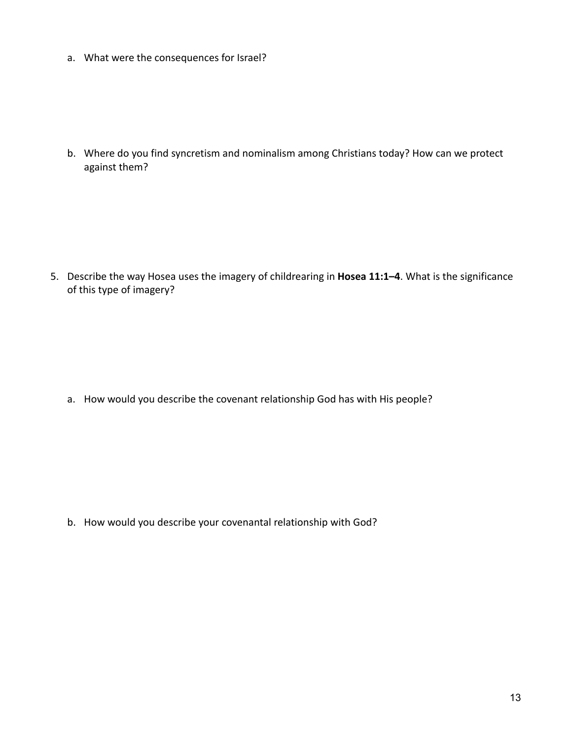a. What were the consequences for Israel?

b. Where do you find syncretism and nominalism among Christians today? How can we protect against them?

5. Describe the way Hosea uses the imagery of childrearing in **Hosea 11:1–4**. What is the significance of this type of imagery?

   a. How would you describe the covenant relationship God has with His people?

   b. How would you describe your covenantal relationship with God?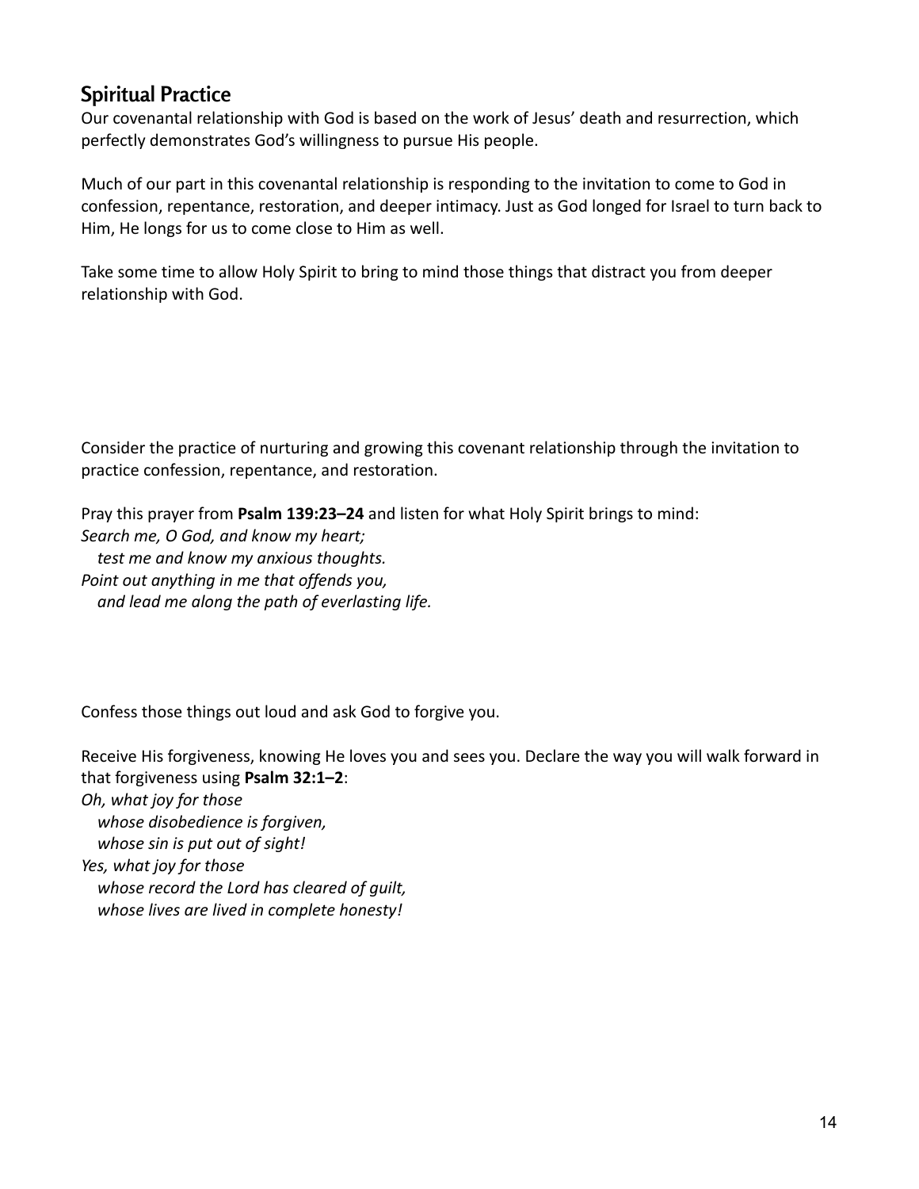## Spiritual Practice

Our covenantal relationship with God is based on the work of Jesus' death and resurrection, which perfectly demonstrates God's willingness to pursue His people.

Much of our part in this covenantal relationship is responding to the invitation to come to God in confession, repentance, restoration, and deeper intimacy. Just as God longed for Israel to turn back to Him, He longs for us to come close to Him as well.

Take some time to allow Holy Spirit to bring to mind those things that distract you from deeper relationship with God.

Consider the practice of nurturing and growing this covenant relationship through the invitation to practice confession, repentance, and restoration.

Pray this prayer from **Psalm 139:23–24** and listen for what Holy Spirit brings to mind:

*Search me, O God, and know my heart;*
*test me and know my anxious thoughts.*
*Point out anything in me that offends you,*
*and lead me along the path of everlasting life.*

Confess those things out loud and ask God to forgive you.

Receive His forgiveness, knowing He loves you and sees you. Declare the way you will walk forward in that forgiveness using **Psalm 32:1–2**:

*Oh, what joy for those*
*whose disobedience is forgiven,*
*whose sin is put out of sight!*
*Yes, what joy for those*
*whose record the Lord has cleared of guilt,*
*whose lives are lived in complete honesty!*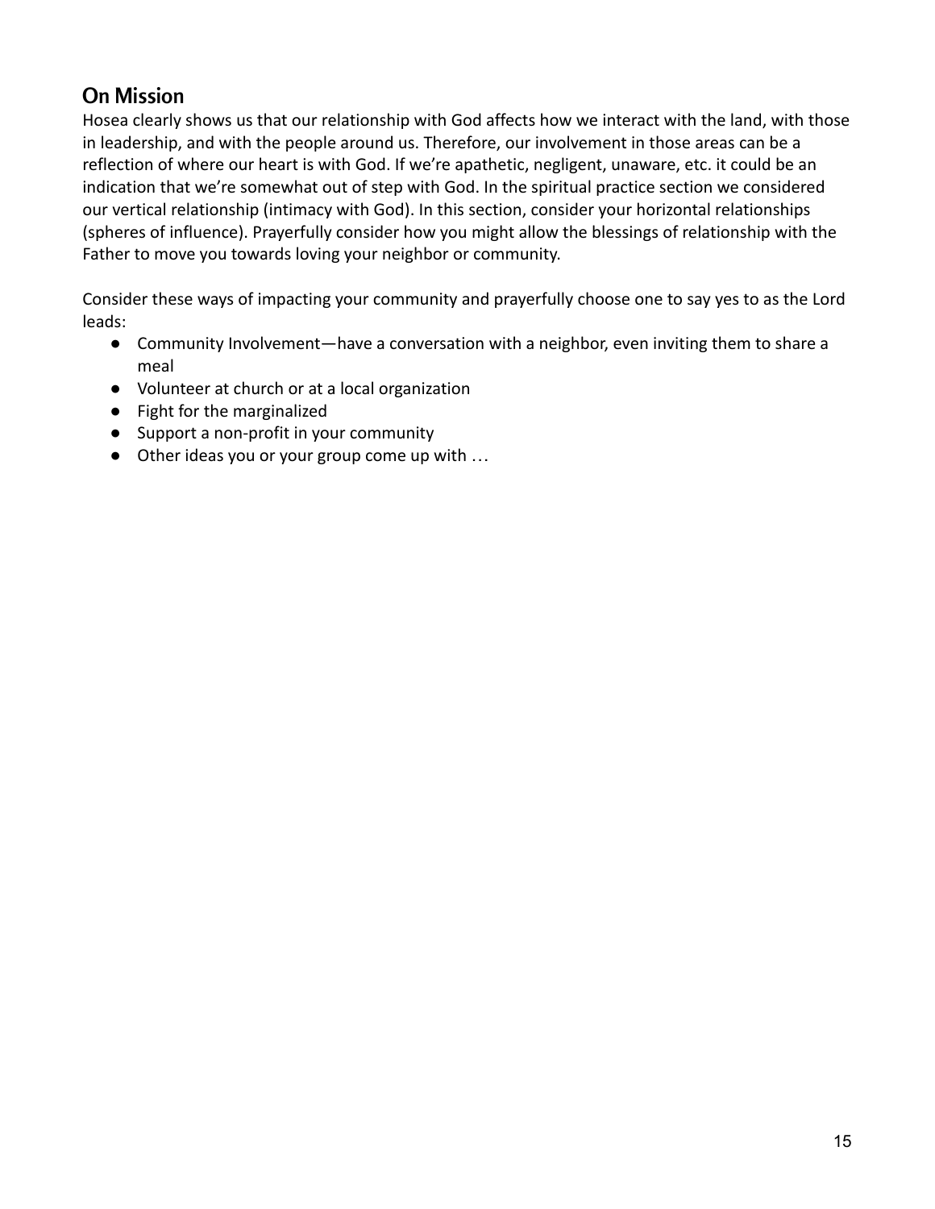## On Mission

Hosea clearly shows us that our relationship with God affects how we interact with the land, with those in leadership, and with the people around us. Therefore, our involvement in those areas can be a reflection of where our heart is with God. If we're apathetic, negligent, unaware, etc. it could be an indication that we're somewhat out of step with God. In the spiritual practice section we considered our vertical relationship (intimacy with God). In this section, consider your horizontal relationships (spheres of influence). Prayerfully consider how you might allow the blessings of relationship with the Father to move you towards loving your neighbor or community.

Consider these ways of impacting your community and prayerfully choose one to say yes to as the Lord leads:

- Community Involvement—have a conversation with a neighbor, even inviting them to share a meal
- Volunteer at church or at a local organization
- Fight for the marginalized
- Support a non-profit in your community
- Other ideas you or your group come up with …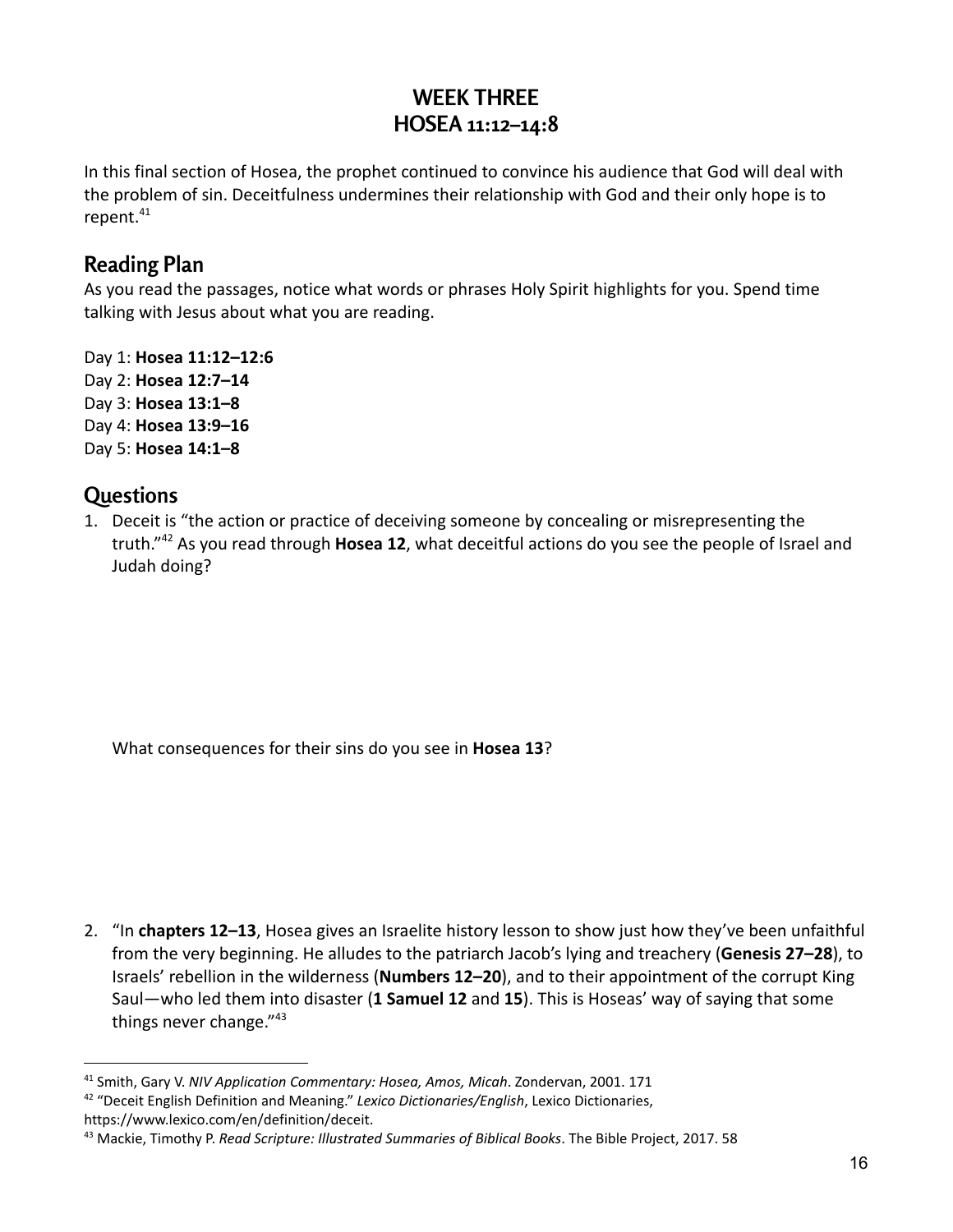# WEEK THREE
# HOSEA 11:12–14:8

In this final section of Hosea, the prophet continued to convince his audience that God will deal with the problem of sin. Deceitfulness undermines their relationship with God and their only hope is to repent.[41]

## Reading Plan

As you read the passages, notice what words or phrases Holy Spirit highlights for you. Spend time talking with Jesus about what you are reading.

Day 1: **Hosea 11:12–12:6**
Day 2: **Hosea 12:7–14**
Day 3: **Hosea 13:1–8**
Day 4: **Hosea 13:9–16**
Day 5: **Hosea 14:1–8**

## Questions

1. Deceit is "the action or practice of deceiving someone by concealing or misrepresenting the truth."[42] As you read through **Hosea 12**, what deceitful actions do you see the people of Israel and Judah doing?

   What consequences for their sins do you see in **Hosea 13**?

2. "In **chapters 12–13**, Hosea gives an Israelite history lesson to show just how they've been unfaithful from the very beginning. He alludes to the patriarch Jacob's lying and treachery (**Genesis 27–28**), to Israels' rebellion in the wilderness (**Numbers 12–20**), and to their appointment of the corrupt King Saul—who led them into disaster (**1 Samuel 12** and **15**). This is Hoseas' way of saying that some things never change."[43]

---

[41] Smith, Gary V. *NIV Application Commentary: Hosea, Amos, Micah*. Zondervan, 2001. 171

[42] "Deceit English Definition and Meaning." *Lexico Dictionaries/English*, Lexico Dictionaries, https://www.lexico.com/en/definition/deceit.

[43] Mackie, Timothy P. *Read Scripture: Illustrated Summaries of Biblical Books*. The Bible Project, 2017. 58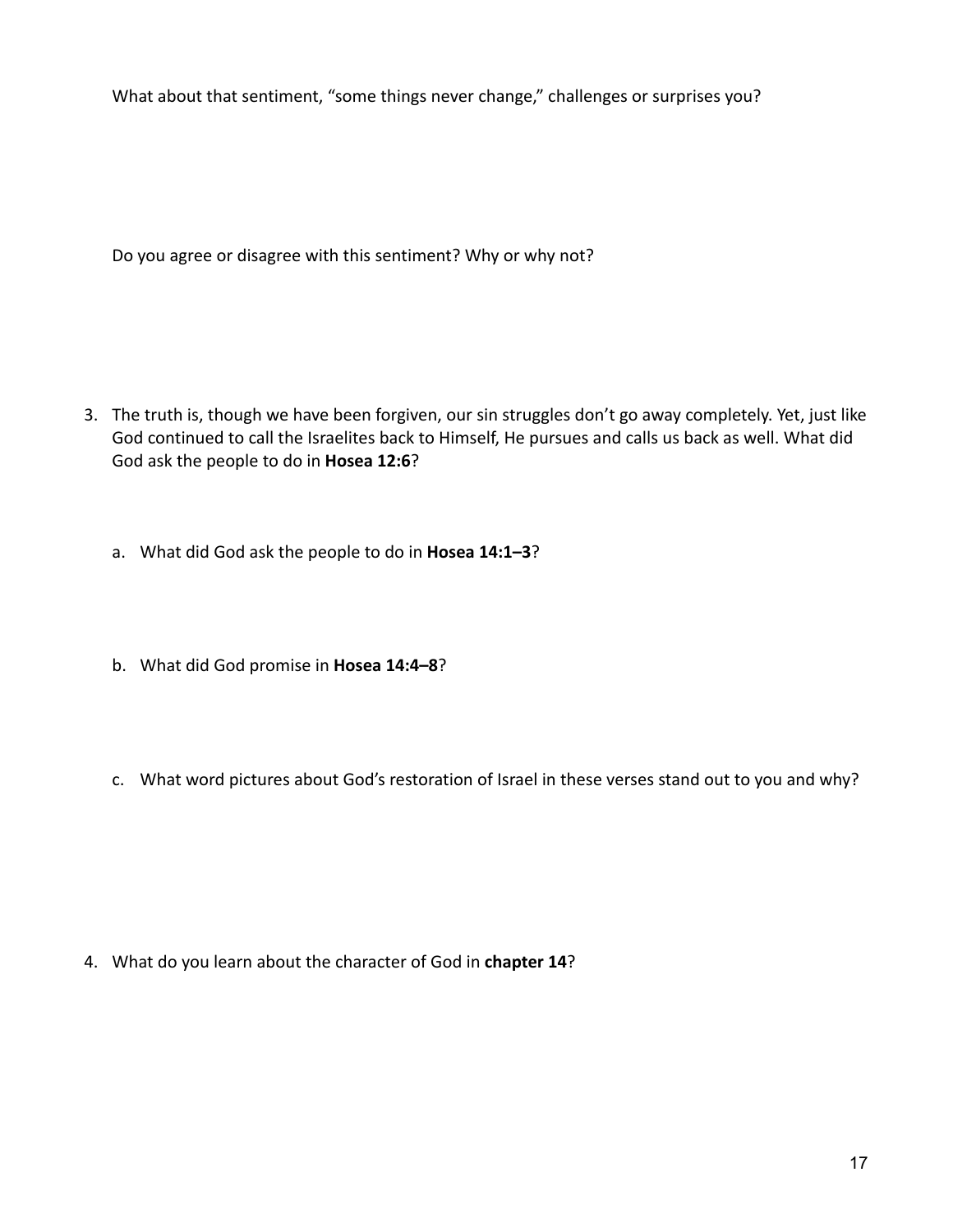What about that sentiment, "some things never change," challenges or surprises you?

Do you agree or disagree with this sentiment? Why or why not?

3. The truth is, though we have been forgiven, our sin struggles don't go away completely. Yet, just like God continued to call the Israelites back to Himself, He pursues and calls us back as well. What did God ask the people to do in **Hosea 12:6**?

   a. What did God ask the people to do in **Hosea 14:1–3**?

   b. What did God promise in **Hosea 14:4–8**?

   c. What word pictures about God's restoration of Israel in these verses stand out to you and why?

4. What do you learn about the character of God in **chapter 14**?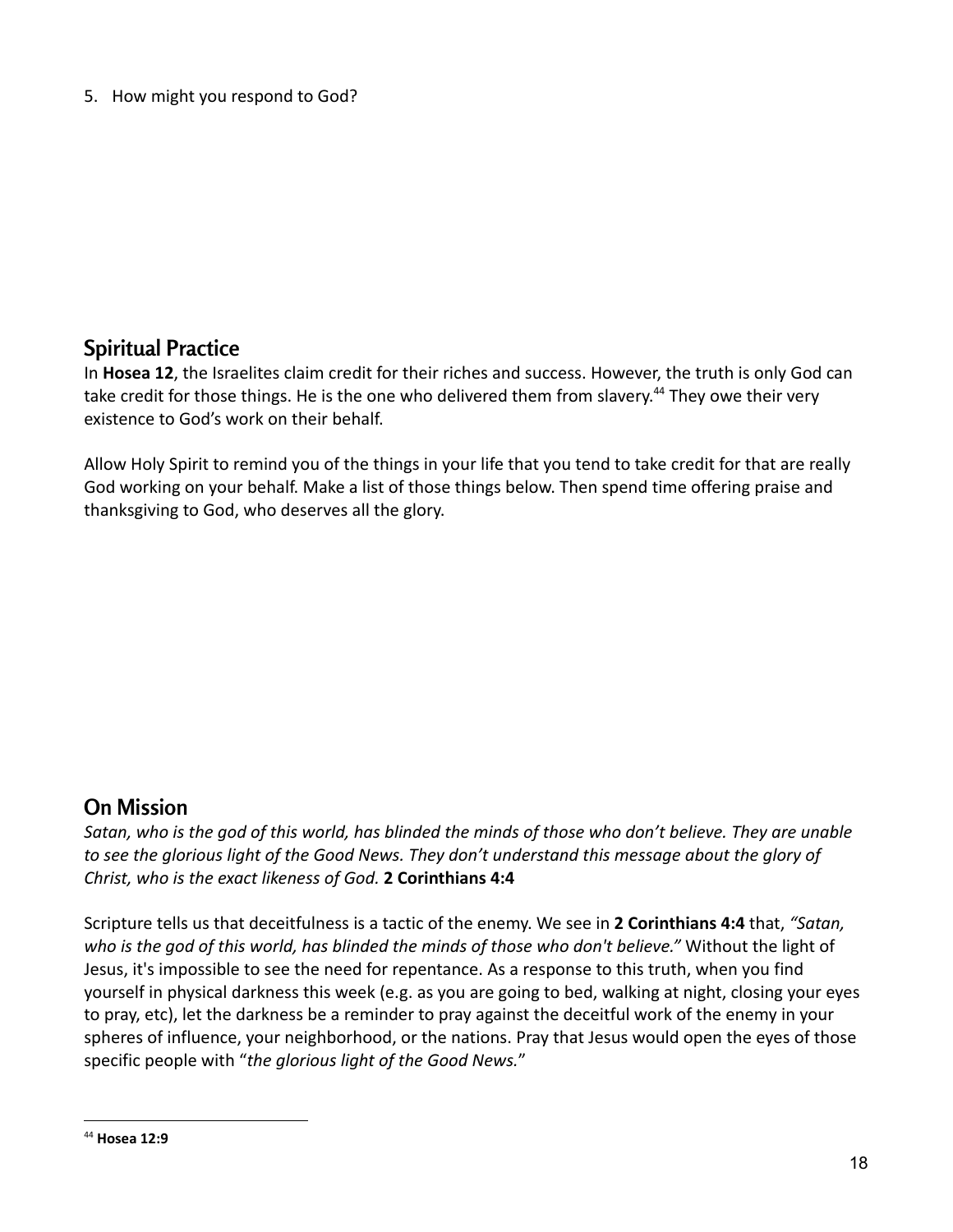5. How might you respond to God?

## Spiritual Practice

In **Hosea 12**, the Israelites claim credit for their riches and success. However, the truth is only God can take credit for those things. He is the one who delivered them from slavery.[44] They owe their very existence to God's work on their behalf.

Allow Holy Spirit to remind you of the things in your life that you tend to take credit for that are really God working on your behalf. Make a list of those things below. Then spend time offering praise and thanksgiving to God, who deserves all the glory.

## On Mission

*Satan, who is the god of this world, has blinded the minds of those who don't believe. They are unable to see the glorious light of the Good News. They don't understand this message about the glory of Christ, who is the exact likeness of God.* **2 Corinthians 4:4**

Scripture tells us that deceitfulness is a tactic of the enemy. We see in **2 Corinthians 4:4** that, *"Satan, who is the god of this world, has blinded the minds of those who don't believe."* Without the light of Jesus, it's impossible to see the need for repentance. As a response to this truth, when you find yourself in physical darkness this week (e.g. as you are going to bed, walking at night, closing your eyes to pray, etc), let the darkness be a reminder to pray against the deceitful work of the enemy in your spheres of influence, your neighborhood, or the nations. Pray that Jesus would open the eyes of those specific people with "*the glorious light of the Good News.*"

---

[44] **Hosea 12:9**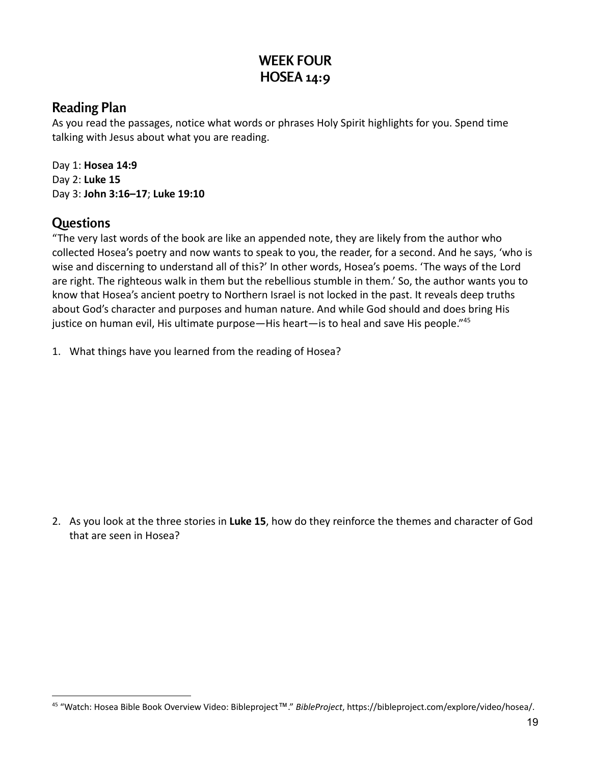# WEEK FOUR
# HOSEA 14:9

## Reading Plan

As you read the passages, notice what words or phrases Holy Spirit highlights for you. Spend time talking with Jesus about what you are reading.

Day 1: **Hosea 14:9**
Day 2: **Luke 15**
Day 3: **John 3:16–17**; **Luke 19:10**

## Questions

"The very last words of the book are like an appended note, they are likely from the author who collected Hosea's poetry and now wants to speak to you, the reader, for a second. And he says, 'who is wise and discerning to understand all of this?' In other words, Hosea's poems. 'The ways of the Lord are right. The righteous walk in them but the rebellious stumble in them.' So, the author wants you to know that Hosea's ancient poetry to Northern Israel is not locked in the past. It reveals deep truths about God's character and purposes and human nature. And while God should and does bring His justice on human evil, His ultimate purpose—His heart—is to heal and save His people."[45]

1. What things have you learned from the reading of Hosea?

2. As you look at the three stories in **Luke 15**, how do they reinforce the themes and character of God that are seen in Hosea?

[45] "Watch: Hosea Bible Book Overview Video: Bibleproject™." *BibleProject*, https://bibleproject.com/explore/video/hosea/.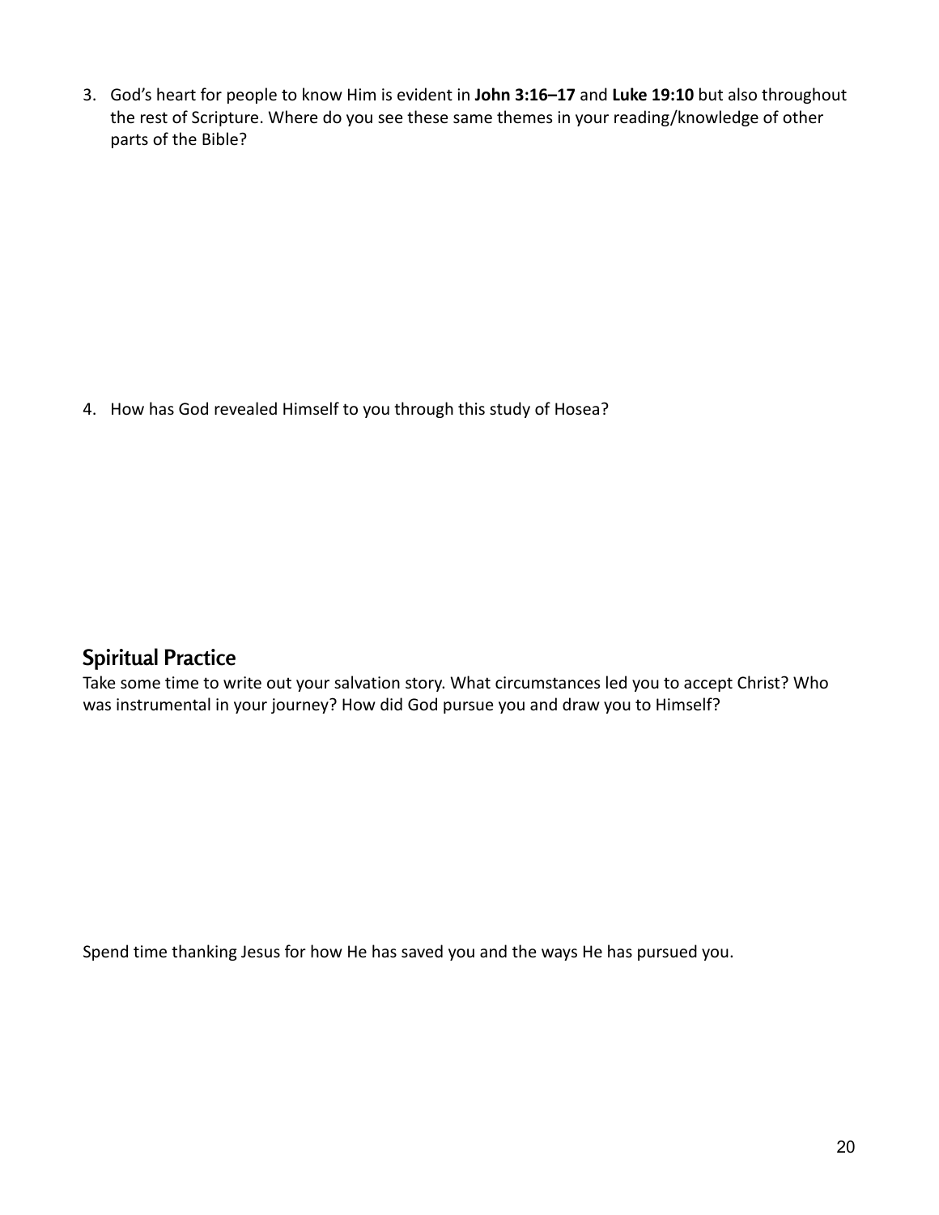3. God's heart for people to know Him is evident in **John 3:16–17** and **Luke 19:10** but also throughout the rest of Scripture. Where do you see these same themes in your reading/knowledge of other parts of the Bible?

4. How has God revealed Himself to you through this study of Hosea?

## Spiritual Practice

Take some time to write out your salvation story. What circumstances led you to accept Christ? Who was instrumental in your journey? How did God pursue you and draw you to Himself?

Spend time thanking Jesus for how He has saved you and the ways He has pursued you.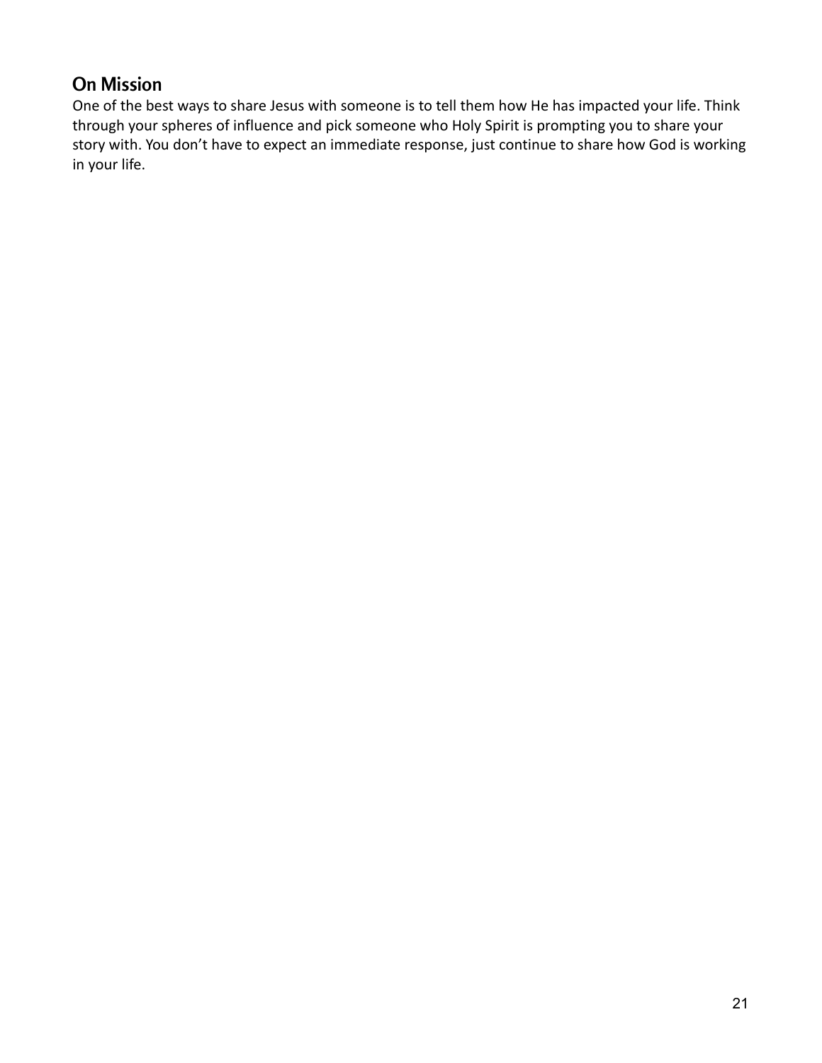## On Mission

One of the best ways to share Jesus with someone is to tell them how He has impacted your life. Think through your spheres of influence and pick someone who Holy Spirit is prompting you to share your story with. You don't have to expect an immediate response, just continue to share how God is working in your life.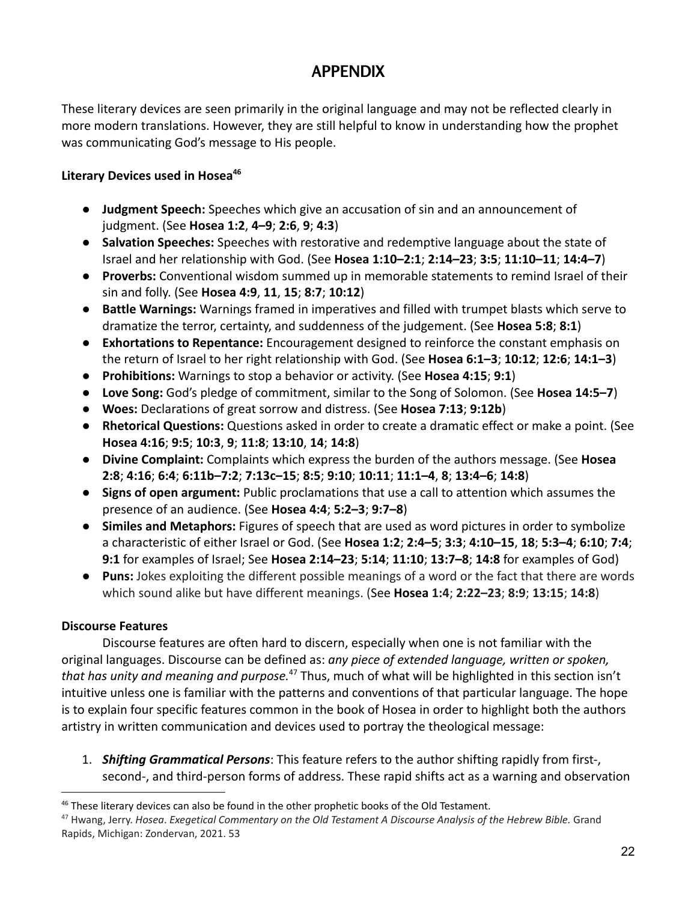# APPENDIX

These literary devices are seen primarily in the original language and may not be reflected clearly in more modern translations. However, they are still helpful to know in understanding how the prophet was communicating God's message to His people.

**Literary Devices used in Hosea**[46]

- **Judgment Speech:** Speeches which give an accusation of sin and an announcement of judgment. (See **Hosea 1:2**, **4–9**; **2:6**, **9**; **4:3**)
- **Salvation Speeches:** Speeches with restorative and redemptive language about the state of Israel and her relationship with God. (See **Hosea 1:10–2:1**; **2:14–23**; **3:5**; **11:10–11**; **14:4–7**)
- **Proverbs:** Conventional wisdom summed up in memorable statements to remind Israel of their sin and folly. (See **Hosea 4:9**, **11**, **15**; **8:7**; **10:12**)
- **Battle Warnings:** Warnings framed in imperatives and filled with trumpet blasts which serve to dramatize the terror, certainty, and suddenness of the judgement. (See **Hosea 5:8**; **8:1**)
- **Exhortations to Repentance:** Encouragement designed to reinforce the constant emphasis on the return of Israel to her right relationship with God. (See **Hosea 6:1–3**; **10:12**; **12:6**; **14:1–3**)
- **Prohibitions:** Warnings to stop a behavior or activity. (See **Hosea 4:15**; **9:1**)
- **Love Song:** God's pledge of commitment, similar to the Song of Solomon. (See **Hosea 14:5–7**)
- **Woes:** Declarations of great sorrow and distress. (See **Hosea 7:13**; **9:12b**)
- **Rhetorical Questions:** Questions asked in order to create a dramatic effect or make a point. (See **Hosea 4:16**; **9:5**; **10:3**, **9**; **11:8**; **13:10**, **14**; **14:8**)
- **Divine Complaint:** Complaints which express the burden of the authors message. (See **Hosea 2:8**; **4:16**; **6:4**; **6:11b–7:2**; **7:13c–15**; **8:5**; **9:10**; **10:11**; **11:1–4**, **8**; **13:4–6**; **14:8**)
- **Signs of open argument:** Public proclamations that use a call to attention which assumes the presence of an audience. (See **Hosea 4:4**; **5:2–3**; **9:7–8**)
- **Similes and Metaphors:** Figures of speech that are used as word pictures in order to symbolize a characteristic of either Israel or God. (See **Hosea 1:2**; **2:4–5**; **3:3**; **4:10–15**, **18**; **5:3–4**; **6:10**; **7:4**; **9:1** for examples of Israel; See **Hosea 2:14–23**; **5:14**; **11:10**; **13:7–8**; **14:8** for examples of God)
- **Puns:** Jokes exploiting the different possible meanings of a word or the fact that there are words which sound alike but have different meanings. (See **Hosea 1:4**; **2:22–23**; **8:9**; **13:15**; **14:8**)

**Discourse Features**

Discourse features are often hard to discern, especially when one is not familiar with the original languages. Discourse can be defined as: *any piece of extended language, written or spoken, that has unity and meaning and purpose.*[47] Thus, much of what will be highlighted in this section isn't intuitive unless one is familiar with the patterns and conventions of that particular language. The hope is to explain four specific features common in the book of Hosea in order to highlight both the authors artistry in written communication and devices used to portray the theological message:

1. ***Shifting Grammatical Persons***: This feature refers to the author shifting rapidly from first-, second-, and third-person forms of address. These rapid shifts act as a warning and observation

[46] These literary devices can also be found in the other prophetic books of the Old Testament.

[47] Hwang, Jerry. *Hosea*. *Exegetical Commentary on the Old Testament A Discourse Analysis of the Hebrew Bible.* Grand Rapids, Michigan: Zondervan, 2021. 53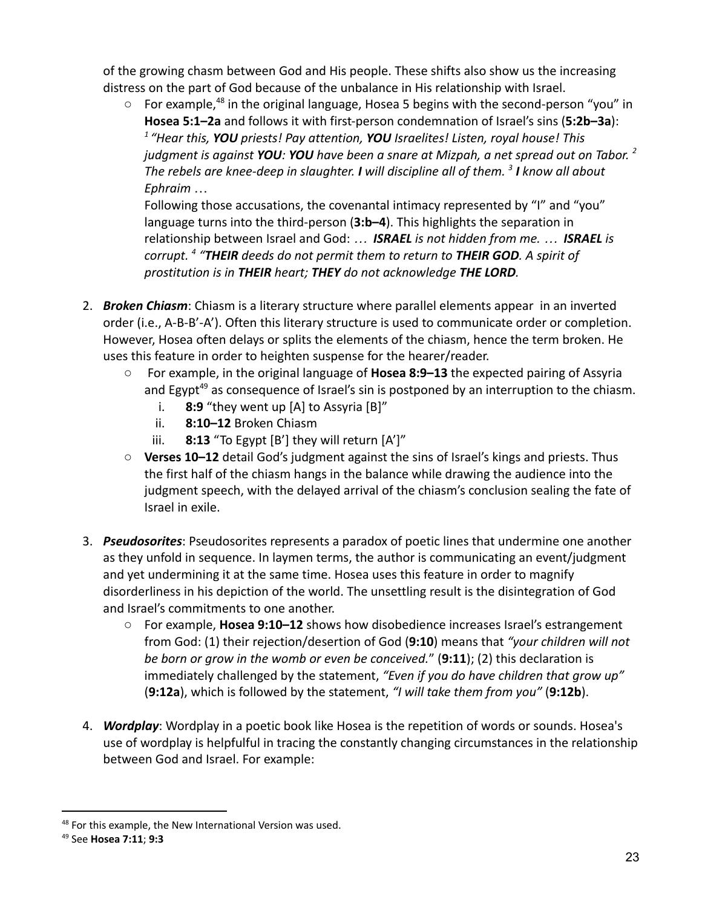of the growing chasm between God and His people. These shifts also show us the increasing distress on the part of God because of the unbalance in His relationship with Israel.

- For example,[48] in the original language, Hosea 5 begins with the second-person "you" in **Hosea 5:1–2a** and follows it with first-person condemnation of Israel's sins (**5:2b–3a**): *[1] "Hear this, **YOU** priests! Pay attention, **YOU** Israelites! Listen, royal house! This judgment is against **YOU**: **YOU** have been a snare at Mizpah, a net spread out on Tabor. [2] The rebels are knee-deep in slaughter. **I** will discipline all of them. [3] **I** know all about Ephraim …*

  Following those accusations, the covenantal intimacy represented by "I" and "you" language turns into the third-person (**3:b–4**). This highlights the separation in relationship between Israel and God: *… **ISRAEL** is not hidden from me. … **ISRAEL** is corrupt. [4] "**THEIR** deeds do not permit them to return to **THEIR GOD**. A spirit of prostitution is in **THEIR** heart; **THEY** do not acknowledge **THE LORD**.*

2. ***Broken Chiasm***: Chiasm is a literary structure where parallel elements appear in an inverted order (i.e., A-B-B'-A'). Often this literary structure is used to communicate order or completion. However, Hosea often delays or splits the elements of the chiasm, hence the term broken. He uses this feature in order to heighten suspense for the hearer/reader.
   - For example, in the original language of **Hosea 8:9–13** the expected pairing of Assyria and Egypt[49] as consequence of Israel's sin is postponed by an interruption to the chiasm.
     i. **8:9** "they went up [A] to Assyria [B]"
     ii. **8:10–12** Broken Chiasm
     iii. **8:13** "To Egypt [B'] they will return [A']"
   - **Verses 10–12** detail God's judgment against the sins of Israel's kings and priests. Thus the first half of the chiasm hangs in the balance while drawing the audience into the judgment speech, with the delayed arrival of the chiasm's conclusion sealing the fate of Israel in exile.

3. ***Pseudosorites***: Pseudosorites represents a paradox of poetic lines that undermine one another as they unfold in sequence. In laymen terms, the author is communicating an event/judgment and yet undermining it at the same time. Hosea uses this feature in order to magnify disorderliness in his depiction of the world. The unsettling result is the disintegration of God and Israel's commitments to one another.
   - For example, **Hosea 9:10–12** shows how disobedience increases Israel's estrangement from God: (1) their rejection/desertion of God (**9:10**) means that *"your children will not be born or grow in the womb or even be conceived."* (**9:11**); (2) this declaration is immediately challenged by the statement, *"Even if you do have children that grow up"* (**9:12a**), which is followed by the statement, *"I will take them from you"* (**9:12b**).

4. ***Wordplay***: Wordplay in a poetic book like Hosea is the repetition of words or sounds. Hosea's use of wordplay is helpfulful in tracing the constantly changing circumstances in the relationship between God and Israel. For example:

---

[48] For this example, the New International Version was used.

[49] See **Hosea 7:11**; **9:3**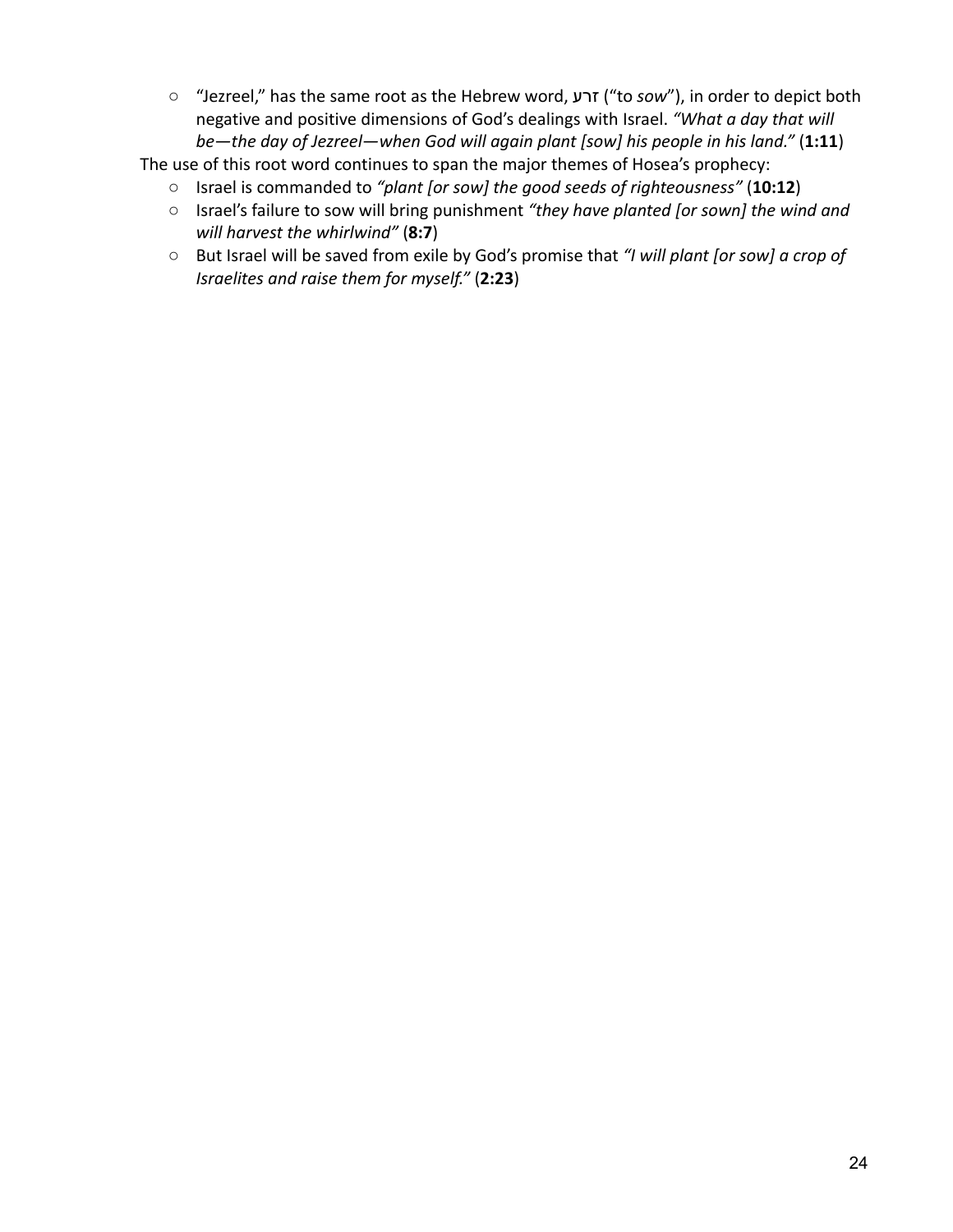- “Jezreel,” has the same root as the Hebrew word, זרע (“to *sow*”), in order to depict both negative and positive dimensions of God’s dealings with Israel. *“What a day that will be—the day of Jezreel—when God will again plant [sow] his people in his land.”* (**1:11**)

The use of this root word continues to span the major themes of Hosea’s prophecy:

- Israel is commanded to *“plant [or sow] the good seeds of righteousness”* (**10:12**)
- Israel’s failure to sow will bring punishment *“they have planted [or sown] the wind and will harvest the whirlwind”* (**8:7**)
- But Israel will be saved from exile by God’s promise that *“I will plant [or sow] a crop of Israelites and raise them for myself.”* (**2:23**)